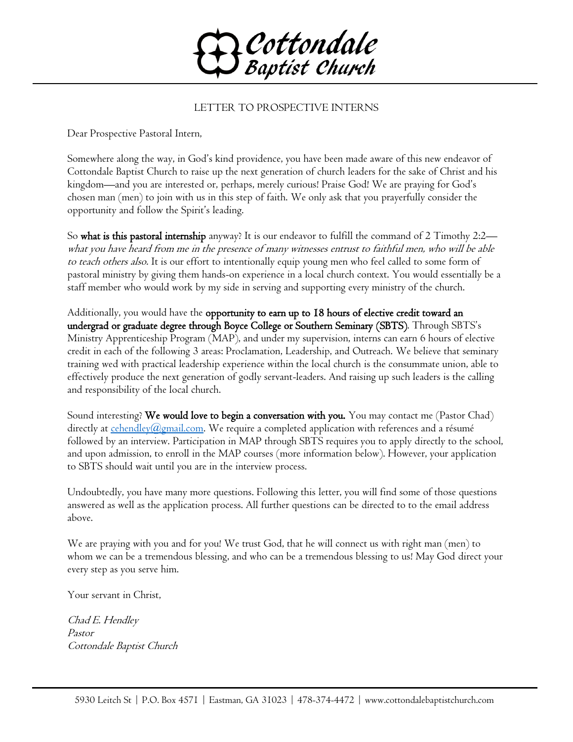# Cottondale Baptist Church

## LETTER TO PROSPECTIVE INTERNS

Dear Prospective Pastoral Intern,

Somewhere along the way, in God's kind providence, you have been made aware of this new endeavor of Cottondale Baptist Church to raise up the next generation of church leaders for the sake of Christ and his kingdom—and you are interested or, perhaps, merely curious! Praise God! We are praying for God's chosen man (men) to join with us in this step of faith. We only ask that you prayerfully consider the opportunity and follow the Spirit's leading.

So **what is this pastoral internship** anyway? It is our endeavor to fulfill the command of 2 Timothy 2:2—*what you have heard from me in the presence of many witnesses entrust to faithful men, who will be able to teach others also.* It is our effort to intentionally equip young men who feel called to some form of pastoral ministry by giving them hands-on experience in a local church context. You would essentially be a staff member who would work by my side in serving and supporting every ministry of the church.

Additionally, you would have the **opportunity to earn up to 18 hours of elective credit toward an undergrad or graduate degree through Boyce College or Southern Seminary (SBTS)**. Through SBTS's Ministry Apprenticeship Program (MAP), and under my supervision, interns can earn 6 hours of elective credit in each of the following 3 areas: Proclamation, Leadership, and Outreach. We believe that seminary training wed with practical leadership experience within the local church is the consummate union, able to effectively produce the next generation of godly servant-leaders. And raising up such leaders is the calling and responsibility of the local church.

Sound interesting? **We would love to begin a conversation with you.** You may contact me (Pastor Chad) directly at cehendley@gmail.com. We require a completed application with references and a résumé followed by an interview. Participation in MAP through SBTS requires you to apply directly to the school, and upon admission, to enroll in the MAP courses (more information below). However, your application to SBTS should wait until you are in the interview process.

Undoubtedly, you have many more questions. Following this letter, you will find some of those questions answered as well as the application process. All further questions can be directed to to the email address above.

We are praying with you and for you! We trust God, that he will connect us with right man (men) to whom we can be a tremendous blessing, and who can be a tremendous blessing to us! May God direct your every step as you serve him.

Your servant in Christ,

*Chad E. Hendley*
*Pastor*
*Cottondale Baptist Church*

5930 Leitch St | P.O. Box 4571 | Eastman, GA 31023 | 478-374-4472 | www.cottondalebaptistchurch.com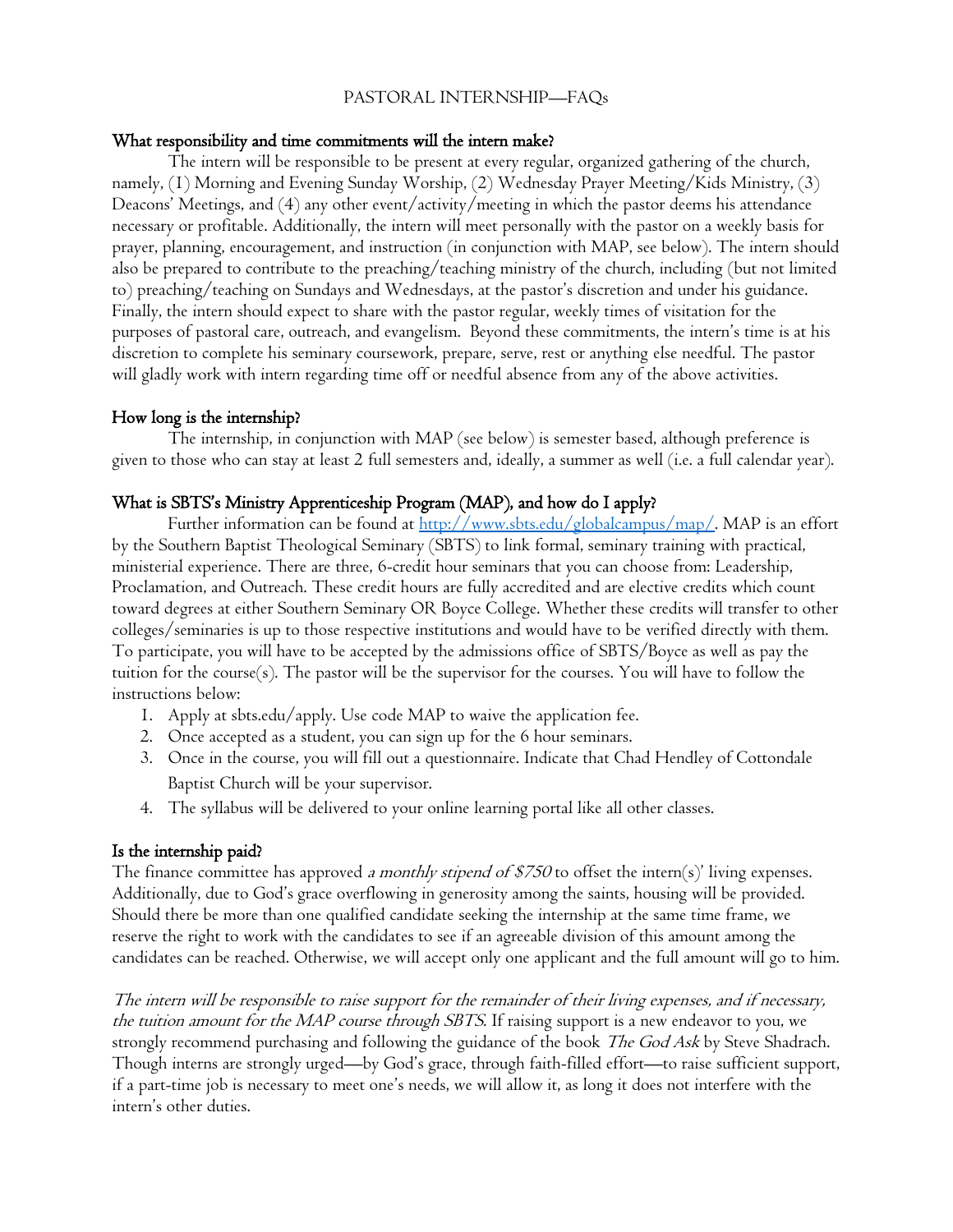PASTORAL INTERNSHIP—FAQs

## What responsibility and time commitments will the intern make?

The intern will be responsible to be present at every regular, organized gathering of the church, namely, (1) Morning and Evening Sunday Worship, (2) Wednesday Prayer Meeting/Kids Ministry, (3) Deacons' Meetings, and (4) any other event/activity/meeting in which the pastor deems his attendance necessary or profitable. Additionally, the intern will meet personally with the pastor on a weekly basis for prayer, planning, encouragement, and instruction (in conjunction with MAP, see below). The intern should also be prepared to contribute to the preaching/teaching ministry of the church, including (but not limited to) preaching/teaching on Sundays and Wednesdays, at the pastor's discretion and under his guidance. Finally, the intern should expect to share with the pastor regular, weekly times of visitation for the purposes of pastoral care, outreach, and evangelism. Beyond these commitments, the intern's time is at his discretion to complete his seminary coursework, prepare, serve, rest or anything else needful. The pastor will gladly work with intern regarding time off or needful absence from any of the above activities.

## How long is the internship?

The internship, in conjunction with MAP (see below) is semester based, although preference is given to those who can stay at least 2 full semesters and, ideally, a summer as well (i.e. a full calendar year).

## What is SBTS's Ministry Apprenticeship Program (MAP), and how do I apply?

Further information can be found at [http://www.sbts.edu/globalcampus/map/](http://www.sbts.edu/globalcampus/map/). MAP is an effort by the Southern Baptist Theological Seminary (SBTS) to link formal, seminary training with practical, ministerial experience. There are three, 6-credit hour seminars that you can choose from: Leadership, Proclamation, and Outreach. These credit hours are fully accredited and are elective credits which count toward degrees at either Southern Seminary OR Boyce College. Whether these credits will transfer to other colleges/seminaries is up to those respective institutions and would have to be verified directly with them. To participate, you will have to be accepted by the admissions office of SBTS/Boyce as well as pay the tuition for the course(s). The pastor will be the supervisor for the courses. You will have to follow the instructions below:

1. Apply at sbts.edu/apply. Use code MAP to waive the application fee.
2. Once accepted as a student, you can sign up for the 6 hour seminars.
3. Once in the course, you will fill out a questionnaire. Indicate that Chad Hendley of Cottondale Baptist Church will be your supervisor.
4. The syllabus will be delivered to your online learning portal like all other classes.

## Is the internship paid?

The finance committee has approved *a monthly stipend of $750* to offset the intern(s)' living expenses. Additionally, due to God's grace overflowing in generosity among the saints, housing will be provided. Should there be more than one qualified candidate seeking the internship at the same time frame, we reserve the right to work with the candidates to see if an agreeable division of this amount among the candidates can be reached. Otherwise, we will accept only one applicant and the full amount will go to him.

*The intern will be responsible to raise support for the remainder of their living expenses, and if necessary, the tuition amount for the MAP course through SBTS.* If raising support is a new endeavor to you, we strongly recommend purchasing and following the guidance of the book *The God Ask* by Steve Shadrach. Though interns are strongly urged—by God's grace, through faith-filled effort—to raise sufficient support, if a part-time job is necessary to meet one's needs, we will allow it, as long it does not interfere with the intern's other duties.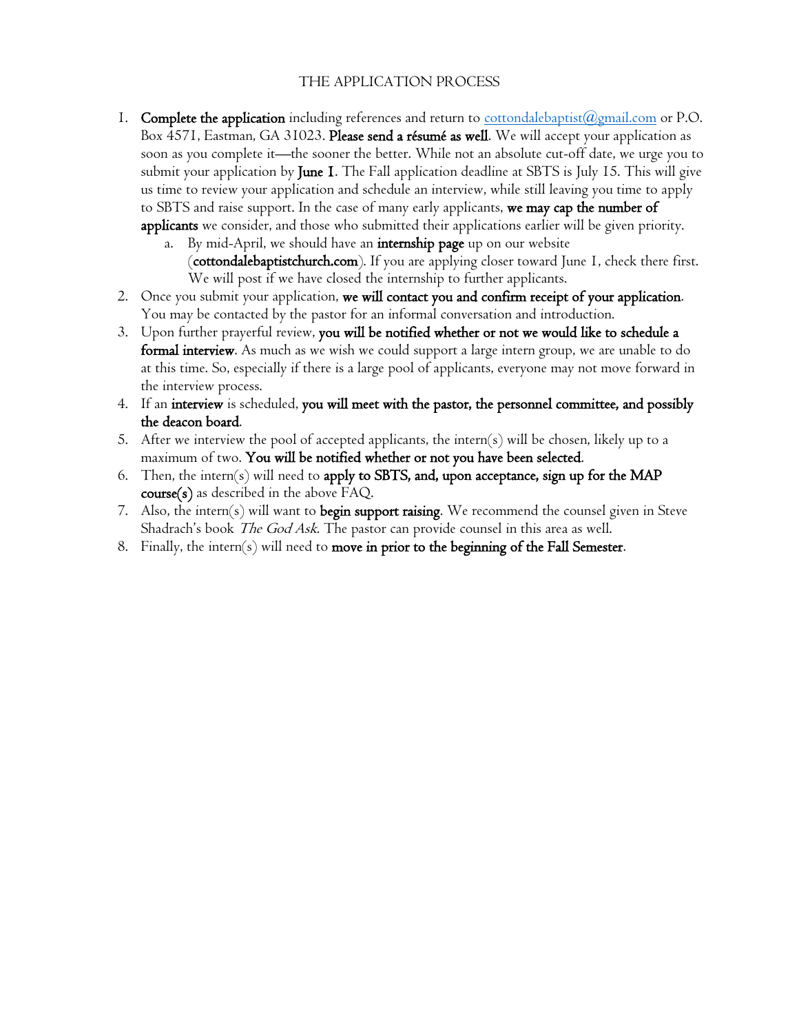# THE APPLICATION PROCESS

1. **Complete the application** including references and return to cottondalebaptist@gmail.com or P.O. Box 4571, Eastman, GA 31023. **Please send a résumé as well**. We will accept your application as soon as you complete it—the sooner the better. While not an absolute cut-off date, we urge you to submit your application by **June 1**. The Fall application deadline at SBTS is July 15. This will give us time to review your application and schedule an interview, while still leaving you time to apply to SBTS and raise support. In the case of many early applicants, **we may cap the number of applicants** we consider, and those who submitted their applications earlier will be given priority.
   a. By mid-April, we should have an **internship page** up on our website (**cottondalebaptistchurch.com**). If you are applying closer toward June 1, check there first. We will post if we have closed the internship to further applicants.
2. Once you submit your application, **we will contact you and confirm receipt of your application**. You may be contacted by the pastor for an informal conversation and introduction.
3. Upon further prayerful review, **you will be notified whether or not we would like to schedule a formal interview**. As much as we wish we could support a large intern group, we are unable to do at this time. So, especially if there is a large pool of applicants, everyone may not move forward in the interview process.
4. If an **interview** is scheduled, **you will meet with the pastor, the personnel committee, and possibly the deacon board**.
5. After we interview the pool of accepted applicants, the intern(s) will be chosen, likely up to a maximum of two. **You will be notified whether or not you have been selected**.
6. Then, the intern(s) will need to **apply to SBTS, and, upon acceptance, sign up for the MAP course(s)** as described in the above FAQ.
7. Also, the intern(s) will want to **begin support raising**. We recommend the counsel given in Steve Shadrach's book *The God Ask*. The pastor can provide counsel in this area as well.
8. Finally, the intern(s) will need to **move in prior to the beginning of the Fall Semester**.